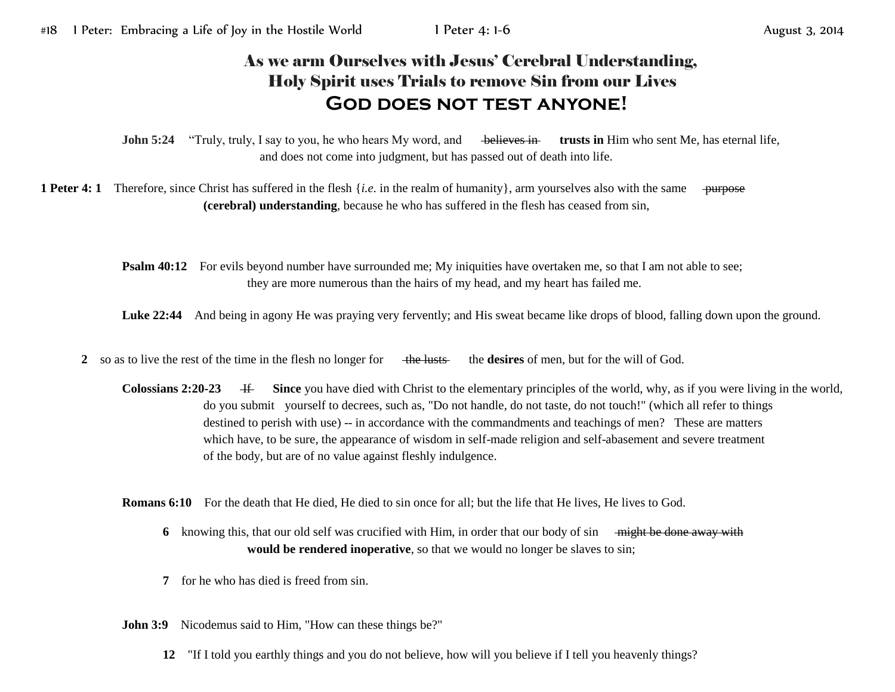# As we arm Ourselves with Jesus' Cerebral Understanding, Holy Spirit uses Trials to remove Sin from our Lives

## God does not test anyone!

**John 5:24** "Truly, truly, I say to you, he who hears My word, and ~~believes in~~ **trusts in** Him who sent Me, has eternal life, and does not come into judgment, but has passed out of death into life.

**1 Peter 4: 1** Therefore, since Christ has suffered in the flesh {*i.e.* in the realm of humanity}, arm yourselves also with the same ~~purpose~~ **(cerebral) understanding**, because he who has suffered in the flesh has ceased from sin,

**Psalm 40:12** For evils beyond number have surrounded me; My iniquities have overtaken me, so that I am not able to see; they are more numerous than the hairs of my head, and my heart has failed me.

**Luke 22:44** And being in agony He was praying very fervently; and His sweat became like drops of blood, falling down upon the ground.

**2** so as to live the rest of the time in the flesh no longer for ~~the lusts~~ the **desires** of men, but for the will of God.

**Colossians 2:20-23** ~~If~~ **Since** you have died with Christ to the elementary principles of the world, why, as if you were living in the world, do you submit yourself to decrees, such as, "Do not handle, do not taste, do not touch!" (which all refer to things destined to perish with use) -- in accordance with the commandments and teachings of men? These are matters which have, to be sure, the appearance of wisdom in self-made religion and self-abasement and severe treatment of the body, but are of no value against fleshly indulgence.

**Romans 6:10** For the death that He died, He died to sin once for all; but the life that He lives, He lives to God.

**6** knowing this, that our old self was crucified with Him, in order that our body of sin ~~might be done away with~~ **would be rendered inoperative**, so that we would no longer be slaves to sin;

**7** for he who has died is freed from sin.

**John 3:9** Nicodemus said to Him, "How can these things be?"

**12** "If I told you earthly things and you do not believe, how will you believe if I tell you heavenly things?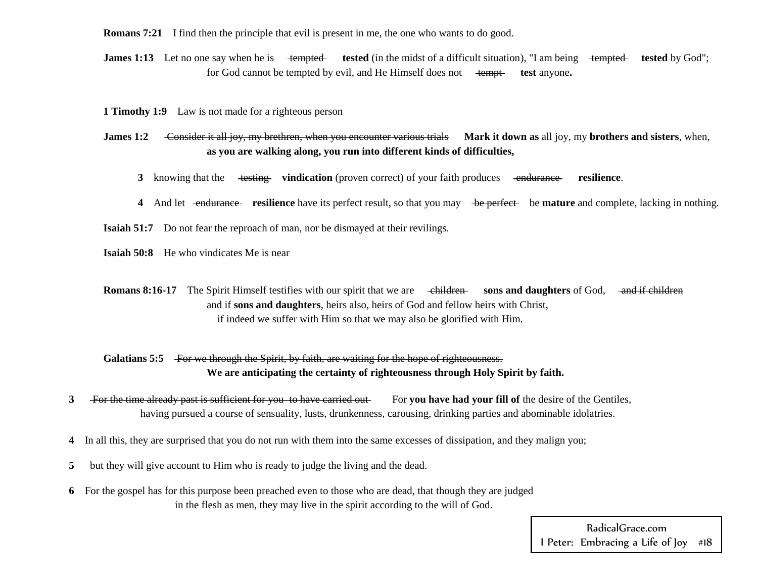**Romans 7:21** I find then the principle that evil is present in me, the one who wants to do good.

**James 1:13** Let no one say when he is ~~tempted~~ **tested** (in the midst of a difficult situation), "I am being ~~tempted~~ **tested** by God"; for God cannot be tempted by evil, and He Himself does not ~~tempt~~ **test** anyone**.**

**1 Timothy 1:9** Law is not made for a righteous person

**James 1:2** ~~Consider it all joy, my brethren, when you encounter various trials~~ **Mark it down as** all joy, my **brothers and sisters**, when, **as you are walking along, you run into different kinds of difficulties,**

**3** knowing that the ~~testing~~ **vindication** (proven correct) of your faith produces ~~endurance~~ **resilience**.

**4** And let ~~endurance~~ **resilience** have its perfect result, so that you may ~~be perfect~~ be **mature** and complete, lacking in nothing.

**Isaiah 51:7** Do not fear the reproach of man, nor be dismayed at their revilings.

**Isaiah 50:8** He who vindicates Me is near

**Romans 8:16-17** The Spirit Himself testifies with our spirit that we are ~~children~~ **sons and daughters** of God, ~~and if children~~ and if **sons and daughters**, heirs also, heirs of God and fellow heirs with Christ, if indeed we suffer with Him so that we may also be glorified with Him.

**Galatians 5:5** ~~For we through the Spirit, by faith, are waiting for the hope of righteousness.~~ **We are anticipating the certainty of righteousness through Holy Spirit by faith.**

**3** ~~For the time already past is sufficient for you to have carried out~~ For **you have had your fill of** the desire of the Gentiles, having pursued a course of sensuality, lusts, drunkenness, carousing, drinking parties and abominable idolatries.

**4** In all this, they are surprised that you do not run with them into the same excesses of dissipation, and they malign you;

**5** but they will give account to Him who is ready to judge the living and the dead.

**6** For the gospel has for this purpose been preached even to those who are dead, that though they are judged in the flesh as men, they may live in the spirit according to the will of God.

RadicalGrace.com
1 Peter: Embracing a Life of Joy #18